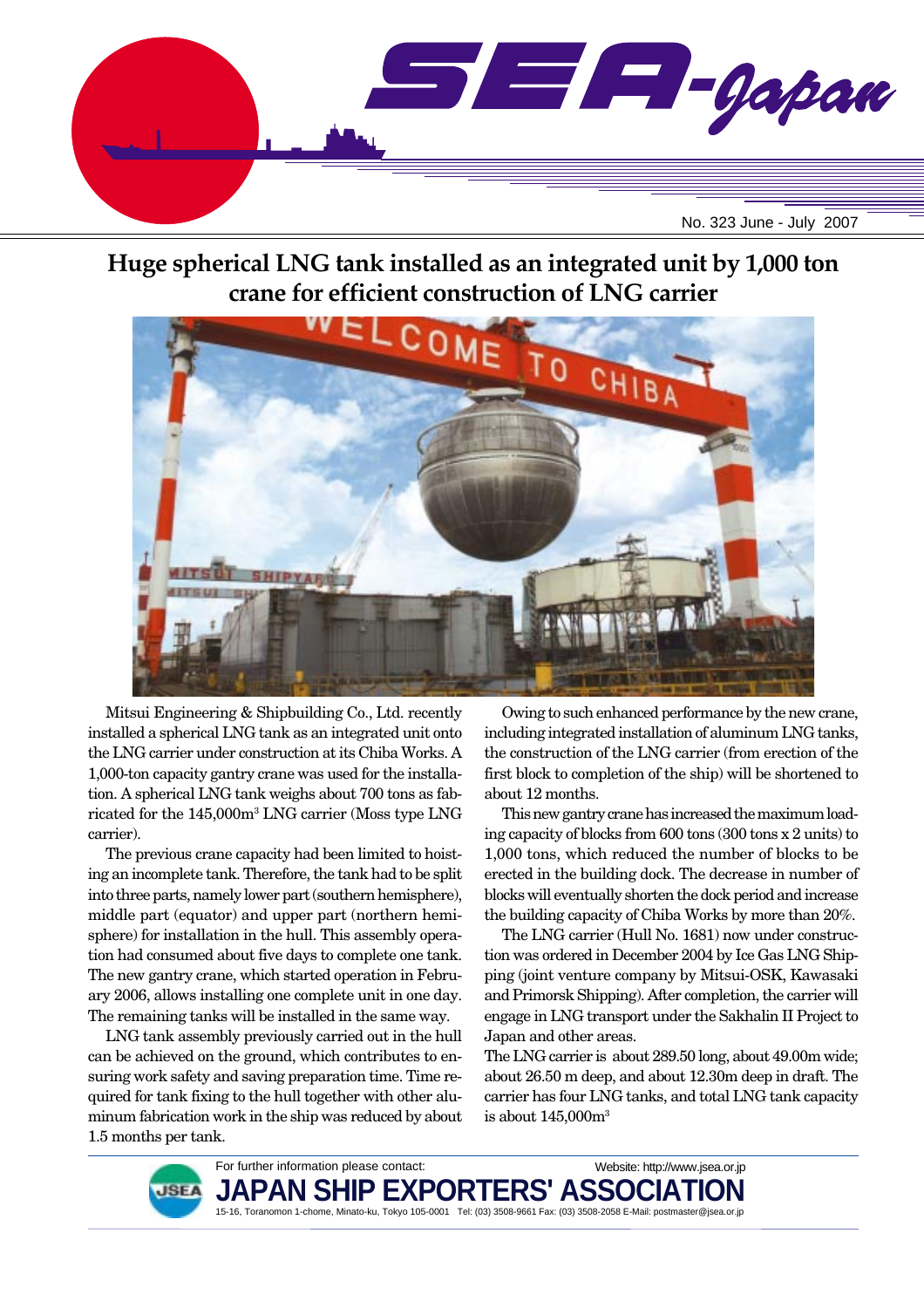# SEA-Japan

No. 323 June - July 2007

## Huge spherical LNG tank installed as an integrated unit by 1,000 ton crane for efficient construction of LNG carrier

Mitsui Engineering & Shipbuilding Co., Ltd. recently installed a spherical LNG tank as an integrated unit onto the LNG carrier under construction at its Chiba Works. A 1,000-ton capacity gantry crane was used for the installation. A spherical LNG tank weighs about 700 tons as fabricated for the 145,000m$^3$ LNG carrier (Moss type LNG carrier).

The previous crane capacity had been limited to hoisting an incomplete tank. Therefore, the tank had to be split into three parts, namely lower part (southern hemisphere), middle part (equator) and upper part (northern hemisphere) for installation in the hull. This assembly operation had consumed about five days to complete one tank. The new gantry crane, which started operation in February 2006, allows installing one complete unit in one day. The remaining tanks will be installed in the same way.

LNG tank assembly previously carried out in the hull can be achieved on the ground, which contributes to ensuring work safety and saving preparation time. Time required for tank fixing to the hull together with other aluminum fabrication work in the ship was reduced by about 1.5 months per tank.

Owing to such enhanced performance by the new crane, including integrated installation of aluminum LNG tanks, the construction of the LNG carrier (from erection of the first block to completion of the ship) will be shortened to about 12 months.

This new gantry crane has increased the maximum loading capacity of blocks from 600 tons (300 tons x 2 units) to 1,000 tons, which reduced the number of blocks to be erected in the building dock. The decrease in number of blocks will eventually shorten the dock period and increase the building capacity of Chiba Works by more than 20%.

The LNG carrier (Hull No. 1681) now under construction was ordered in December 2004 by Ice Gas LNG Shipping (joint venture company by Mitsui-OSK, Kawasaki and Primorsk Shipping). After completion, the carrier will engage in LNG transport under the Sakhalin II Project to Japan and other areas.

The LNG carrier is about 289.50 long, about 49.00m wide; about 26.50 m deep, and about 12.30m deep in draft. The carrier has four LNG tanks, and total LNG tank capacity is about 145,000m$^3$

For further information please contact:

Website: http://www.jsea.or.jp

**JAPAN SHIP EXPORTERS' ASSOCIATION**

15-16, Toranomon 1-chome, Minato-ku, Tokyo 105-0001 Tel: (03) 3508-9661 Fax: (03) 3508-2058 E-Mail: postmaster@jsea.or.jp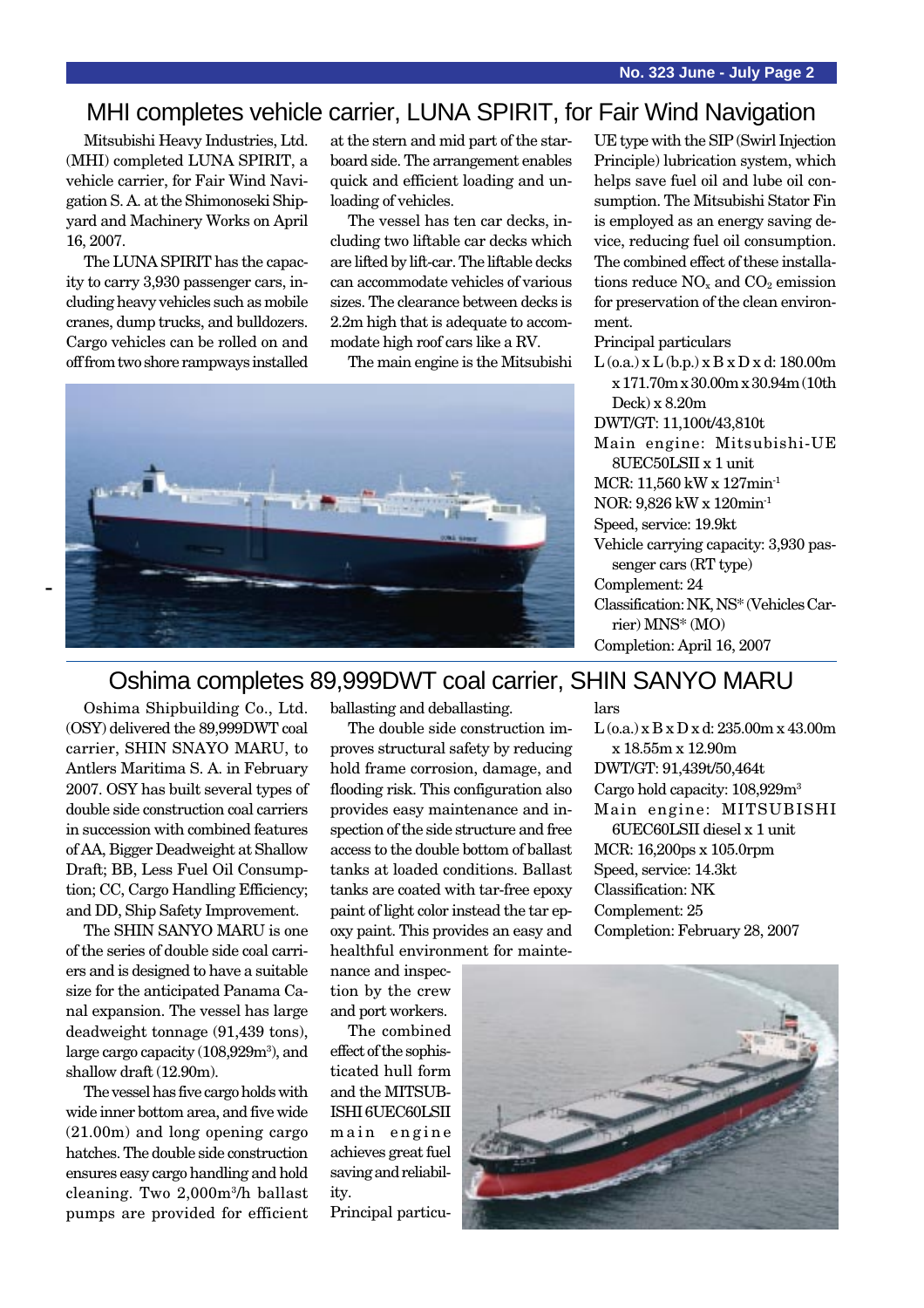## MHI completes vehicle carrier, LUNA SPIRIT, for Fair Wind Navigation

Mitsubishi Heavy Industries, Ltd. (MHI) completed LUNA SPIRIT, a vehicle carrier, for Fair Wind Navigation S. A. at the Shimonoseki Shipyard and Machinery Works on April 16, 2007.

The LUNA SPIRIT has the capacity to carry 3,930 passenger cars, including heavy vehicles such as mobile cranes, dump trucks, and bulldozers. Cargo vehicles can be rolled on and off from two shore rampways installed at the stern and mid part of the starboard side. The arrangement enables quick and efficient loading and unloading of vehicles.

The vessel has ten car decks, including two liftable car decks which are lifted by lift-car. The liftable decks can accommodate vehicles of various sizes. The clearance between decks is 2.2m high that is adequate to accommodate high roof cars like a RV.

The main engine is the Mitsubishi UE type with the SIP (Swirl Injection Principle) lubrication system, which helps save fuel oil and lube oil consumption. The Mitsubishi Stator Fin is employed as an energy saving device, reducing fuel oil consumption. The combined effect of these installations reduce $NO_x$ and $CO_2$ emission for preservation of the clean environment.

Principal particulars

L (o.a.) x L (b.p.) x B x D x d: 180.00m x 171.70m x 30.00m x 30.94m (10th Deck) x 8.20m
DWT/GT: 11,100t/43,810t
Main engine: Mitsubishi-UE 8UEC50LSII x 1 unit
MCR: 11,560 kW x 127min$^{-1}$
NOR: 9,826 kW x 120min$^{-1}$
Speed, service: 19.9kt
Vehicle carrying capacity: 3,930 passenger cars (RT type)
Complement: 24
Classification: NK, NS* (Vehicles Carrier) MNS* (MO)
Completion: April 16, 2007

## Oshima completes 89,999DWT coal carrier, SHIN SANYO MARU

Oshima Shipbuilding Co., Ltd. (OSY) delivered the 89,999DWT coal carrier, SHIN SNAYO MARU, to Antlers Maritima S. A. in February 2007. OSY has built several types of double side construction coal carriers in succession with combined features of AA, Bigger Deadweight at Shallow Draft; BB, Less Fuel Oil Consumption; CC, Cargo Handling Efficiency; and DD, Ship Safety Improvement.

The SHIN SANYO MARU is one of the series of double side coal carriers and is designed to have a suitable size for the anticipated Panama Canal expansion. The vessel has large deadweight tonnage (91,439 tons), large cargo capacity (108,929m$^3$), and shallow draft (12.90m).

The vessel has five cargo holds with wide inner bottom area, and five wide (21.00m) and long opening cargo hatches. The double side construction ensures easy cargo handling and hold cleaning. Two 2,000m$^3$/h ballast pumps are provided for efficient ballasting and deballasting.

The double side construction improves structural safety by reducing hold frame corrosion, damage, and flooding risk. This configuration also provides easy maintenance and inspection of the side structure and free access to the double bottom of ballast tanks at loaded conditions. Ballast tanks are coated with tar-free epoxy paint of light color instead the tar epoxy paint. This provides an easy and healthful environment for maintenance and inspection by the crew and port workers.

The combined effect of the sophisticated hull form and the MITSUBISHI 6UEC60LSII main engine achieves great fuel saving and reliability.

Principal particulars

L (o.a.) x B x D x d: 235.00m x 43.00m x 18.55m x 12.90m
DWT/GT: 91,439t/50,464t
Cargo hold capacity: 108,929m$^3$
Main engine: MITSUBISHI 6UEC60LSII diesel x 1 unit
MCR: 16,200ps x 105.0rpm
Speed, service: 14.3kt
Classification: NK
Complement: 25
Completion: February 28, 2007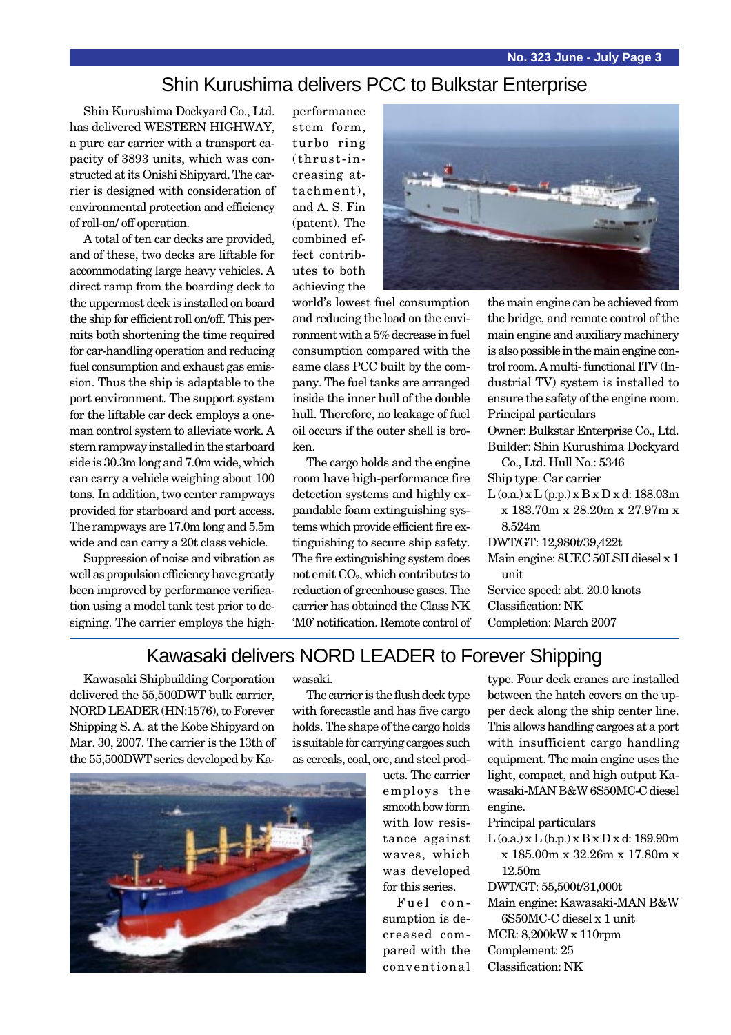## Shin Kurushima delivers PCC to Bulkstar Enterprise

Shin Kurushima Dockyard Co., Ltd. has delivered WESTERN HIGHWAY, a pure car carrier with a transport capacity of 3893 units, which was constructed at its Onishi Shipyard. The carrier is designed with consideration of environmental protection and efficiency of roll-on/ off operation.

A total of ten car decks are provided, and of these, two decks are liftable for accommodating large heavy vehicles. A direct ramp from the boarding deck to the uppermost deck is installed on board the ship for efficient roll on/off. This permits both shortening the time required for car-handling operation and reducing fuel consumption and exhaust gas emission. Thus the ship is adaptable to the port environment. The support system for the liftable car deck employs a one-man control system to alleviate work. A stern rampway installed in the starboard side is 30.3m long and 7.0m wide, which can carry a vehicle weighing about 100 tons. In addition, two center rampways provided for starboard and port access. The rampways are 17.0m long and 5.5m wide and can carry a 20t class vehicle.

Suppression of noise and vibration as well as propulsion efficiency have greatly been improved by performance verification using a model tank test prior to designing. The carrier employs the high-performance stem form, turbo ring (thrust-increasing attachment), and A. S. Fin (patent). The combined effect contributes to both achieving the world's lowest fuel consumption and reducing the load on the environment with a 5% decrease in fuel consumption compared with the same class PCC built by the company. The fuel tanks are arranged inside the inner hull of the double hull. Therefore, no leakage of fuel oil occurs if the outer shell is broken.

The cargo holds and the engine room have high-performance fire detection systems and highly expandable foam extinguishing systems which provide efficient fire extinguishing to secure ship safety. The fire extinguishing system does not emit $CO_2$, which contributes to reduction of greenhouse gases. The carrier has obtained the Class NK 'M0' notification. Remote control of the main engine can be achieved from the bridge, and remote control of the main engine and auxiliary machinery is also possible in the main engine control room. A multi- functional ITV (Industrial TV) system is installed to ensure the safety of the engine room.

Principal particulars

- Owner: Bulkstar Enterprise Co., Ltd.
- Builder: Shin Kurushima Dockyard Co., Ltd. Hull No.: 5346
- Ship type: Car carrier
- L (o.a.) x L (p.p.) x B x D x d: 188.03m x 183.70m x 28.20m x 27.97m x 8.524m
- DWT/GT: 12,980t/39,422t
- Main engine: 8UEC 50LSII diesel x 1 unit
- Service speed: abt. 20.0 knots
- Classification: NK
- Completion: March 2007

## Kawasaki delivers NORD LEADER to Forever Shipping

Kawasaki Shipbuilding Corporation delivered the 55,500DWT bulk carrier, NORD LEADER (HN:1576), to Forever Shipping S. A. at the Kobe Shipyard on Mar. 30, 2007. The carrier is the 13th of the 55,500DWT series developed by Kawasaki.

The carrier is the flush deck type with forecastle and has five cargo holds. The shape of the cargo holds is suitable for carrying cargoes such as cereals, coal, ore, and steel products. The carrier employs the smooth bow form with low resistance against waves, which was developed for this series.

Fuel consumption is decreased compared with the conventional type. Four deck cranes are installed between the hatch covers on the upper deck along the ship center line. This allows handling cargoes at a port with insufficient cargo handling equipment. The main engine uses the light, compact, and high output Kawasaki-MAN B&W 6S50MC-C diesel engine.

Principal particulars

- L (o.a.) x L (b.p.) x B x D x d: 189.90m x 185.00m x 32.26m x 17.80m x 12.50m
- DWT/GT: 55,500t/31,000t
- Main engine: Kawasaki-MAN B&W 6S50MC-C diesel x 1 unit
- MCR: 8,200kW x 110rpm
- Complement: 25
- Classification: NK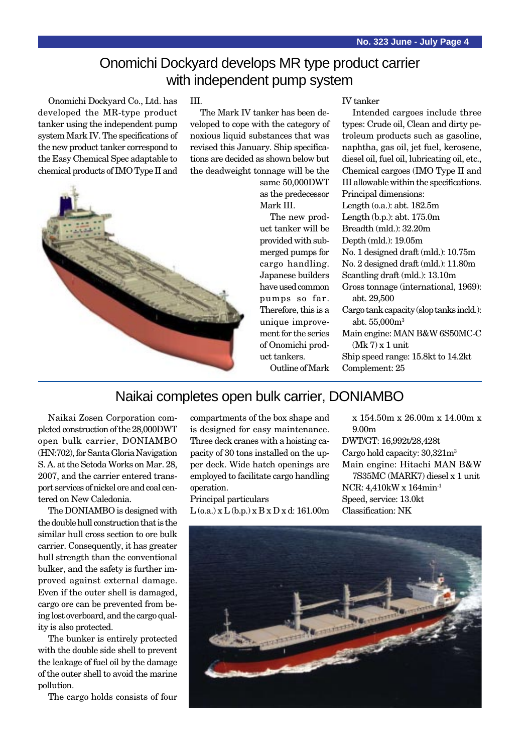# Onomichi Dockyard develops MR type product carrier with independent pump system

Onomichi Dockyard Co., Ltd. has developed the MR-type product tanker using the independent pump system Mark IV. The specifications of the new product tanker correspond to the Easy Chemical Spec adaptable to chemical products of IMO Type II and III.

The Mark IV tanker has been developed to cope with the category of noxious liquid substances that was revised this January. Ship specifications are decided as shown below but the deadweight tonnage will be the same 50,000DWT as the predecessor Mark III.

The new product tanker will be provided with submerged pumps for cargo handling. Japanese builders have used common pumps so far. Therefore, this is a unique improvement for the series of Onomichi product tankers.

Outline of Mark IV tanker

Intended cargoes include three types: Crude oil, Clean and dirty petroleum products such as gasoline, naphtha, gas oil, jet fuel, kerosene, diesel oil, fuel oil, lubricating oil, etc., Chemical cargoes (IMO Type II and III allowable within the specifications.

Principal dimensions:
Length (o.a.): abt. 182.5m
Length (b.p.): abt. 175.0m
Breadth (mld.): 32.20m
Depth (mld.): 19.05m
No. 1 designed draft (mld.): 10.75m
No. 2 designed draft (mld.): 11.80m
Scantling draft (mld.): 13.10m
Gross tonnage (international, 1969): abt. 29,500
Cargo tank capacity (slop tanks incld.): abt. 55,000m$^3$
Main engine: MAN B&W 6S50MC-C (Mk 7) x 1 unit
Ship speed range: 15.8kt to 14.2kt
Complement: 25

# Naikai completes open bulk carrier, DONIAMBO

Naikai Zosen Corporation completed construction of the 28,000DWT open bulk carrier, DONIAMBO (HN:702), for Santa Gloria Navigation S. A. at the Setoda Works on Mar. 28, 2007, and the carrier entered transport services of nickel ore and coal centered on New Caledonia.

The DONIAMBO is designed with the double hull construction that is the similar hull cross section to ore bulk carrier. Consequently, it has greater hull strength than the conventional bulker, and the safety is further improved against external damage. Even if the outer shell is damaged, cargo ore can be prevented from being lost overboard, and the cargo quality is also protected.

The bunker is entirely protected with the double side shell to prevent the leakage of fuel oil by the damage of the outer shell to avoid the marine pollution.

The cargo holds consists of four compartments of the box shape and is designed for easy maintenance. Three deck cranes with a hoisting capacity of 30 tons installed on the upper deck. Wide hatch openings are employed to facilitate cargo handling operation.

Principal particulars
L (o.a.) x L (b.p.) x B x D x d: 161.00m x 154.50m x 26.00m x 14.00m x 9.00m
DWT/GT: 16,992t/28,428t
Cargo hold capacity: 30,321m$^3$
Main engine: Hitachi MAN B&W 7S35MC (MARK7) diesel x 1 unit
NCR: 4,410kW x 164min$^{-1}$
Speed, service: 13.0kt
Classification: NK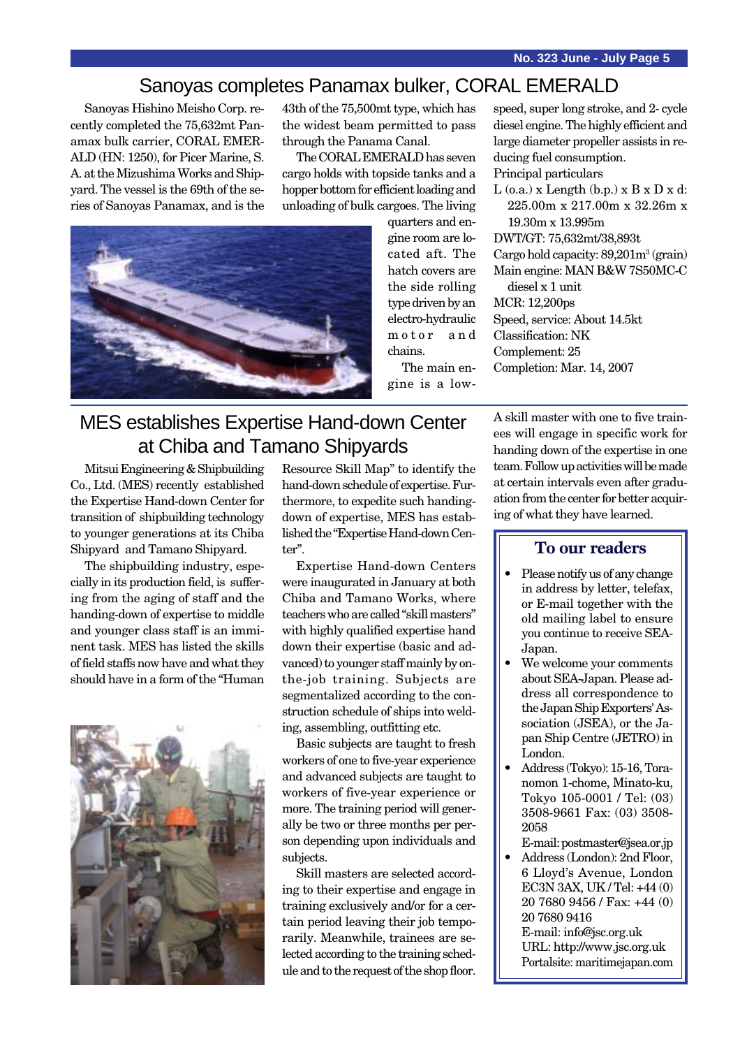# Sanoyas completes Panamax bulker, CORAL EMERALD

Sanoyas Hishino Meisho Corp. recently completed the 75,632mt Panamax bulk carrier, CORAL EMERALD (HN: 1250), for Picer Marine, S. A. at the Mizushima Works and Shipyard. The vessel is the 69th of the series of Sanoyas Panamax, and is the 43th of the 75,500mt type, which has the widest beam permitted to pass through the Panama Canal.

The CORAL EMERALD has seven cargo holds with topside tanks and a hopper bottom for efficient loading and unloading of bulk cargoes. The living quarters and engine room are located aft. The hatch covers are the side rolling type driven by an electro-hydraulic motor and chains.

The main engine is a low-speed, super long stroke, and 2- cycle diesel engine. The highly efficient and large diameter propeller assists in reducing fuel consumption.

Principal particulars

L (o.a.) x Length (b.p.) x B x D x d: 225.00m x 217.00m x 32.26m x 19.30m x 13.995m
DWT/GT: 75,632mt/38,893t
Cargo hold capacity: 89,201m$^3$ (grain)
Main engine: MAN B&W 7S50MC-C diesel x 1 unit
MCR: 12,200ps
Speed, service: About 14.5kt
Classification: NK
Complement: 25
Completion: Mar. 14, 2007

# MES establishes Expertise Hand-down Center at Chiba and Tamano Shipyards

Mitsui Engineering & Shipbuilding Co., Ltd. (MES) recently established the Expertise Hand-down Center for transition of shipbuilding technology to younger generations at its Chiba Shipyard and Tamano Shipyard.

The shipbuilding industry, especially in its production field, is suffering from the aging of staff and the handing-down of expertise to middle and younger class staff is an imminent task. MES has listed the skills of field staffs now have and what they should have in a form of the "Human Resource Skill Map" to identify the hand-down schedule of expertise. Furthermore, to expedite such handing-down of expertise, MES has established the "Expertise Hand-down Center".

Expertise Hand-down Centers were inaugurated in January at both Chiba and Tamano Works, where teachers who are called "skill masters" with highly qualified expertise hand down their expertise (basic and advanced) to younger staff mainly by on-the-job training. Subjects are segmentalized according to the construction schedule of ships into welding, assembling, outfitting etc.

Basic subjects are taught to fresh workers of one to five-year experience and advanced subjects are taught to workers of five-year experience or more. The training period will generally be two or three months per person depending upon individuals and subjects.

Skill masters are selected according to their expertise and engage in training exclusively and/or for a certain period leaving their job temporarily. Meanwhile, trainees are selected according to the training schedule and to the request of the shop floor. A skill master with one to five trainees will engage in specific work for handing down of the expertise in one team. Follow up activities will be made at certain intervals even after graduation from the center for better acquiring of what they have learned.

## To our readers

- Please notify us of any change in address by letter, telefax, or E-mail together with the old mailing label to ensure you continue to receive SEA-Japan.
- We welcome your comments about SEA-Japan. Please address all correspondence to the Japan Ship Exporters' Association (JSEA), or the Japan Ship Centre (JETRO) in London.
- Address (Tokyo): 15-16, Toranomon 1-chome, Minato-ku, Tokyo 105-0001 / Tel: (03) 3508-9661 Fax: (03) 3508-2058
  E-mail: postmaster@jsea.or.jp
- Address (London): 2nd Floor, 6 Lloyd's Avenue, London EC3N 3AX, UK / Tel: +44 (0) 20 7680 9456 / Fax: +44 (0) 20 7680 9416
  E-mail: info@jsc.org.uk
  URL: http://www.jsc.org.uk
  Portalsite: maritimejapan.com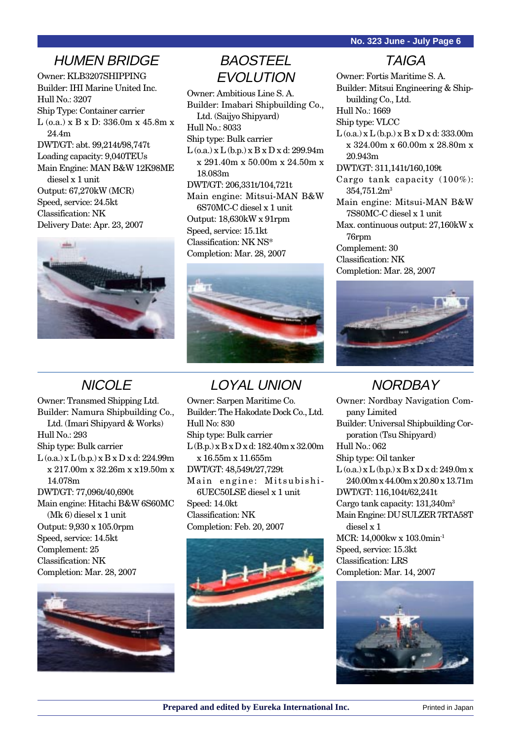## HUMEN BRIDGE

Owner: KLB3207SHIPPING
Builder: IHI Marine United Inc.
Hull No.: 3207
Ship Type: Container carrier
L (o.a.) x B x D: 336.0m x 45.8m x 24.4m
DWT/GT: abt. 99,214t/98,747t
Loading capacity: 9,040TEUs
Main Engine: MAN B&W 12K98ME diesel x 1 unit
Output: 67,270kW (MCR)
Speed, service: 24.5kt
Classification: NK
Delivery Date: Apr. 23, 2007

## BAOSTEEL EVOLUTION

Owner: Ambitious Line S. A.
Builder: Imabari Shipbuilding Co., Ltd. (Saijyo Shipyard)
Hull No.: 8033
Ship type: Bulk carrier
L (o.a.) x L (b.p.) x B x D x d: 299.94m x 291.40m x 50.00m x 24.50m x 18.083m
DWT/GT: 206,331t/104,721t
Main engine: Mitsui-MAN B&W 6S70MC-C diesel x 1 unit
Output: 18,630kW x 91rpm
Speed, service: 15.1kt
Classification: NK NS*
Completion: Mar. 28, 2007

## TAIGA

Owner: Fortis Maritime S. A.
Builder: Mitsui Engineering & Shipbuilding Co., Ltd.
Hull No.: 1669
Ship type: VLCC
L (o.a.) x L (b.p.) x B x D x d: 333.00m x 324.00m x 60.00m x 28.80m x 20.943m
DWT/GT: 311,141t/160,109t
Cargo tank capacity (100%): 354,751.2m$^3$
Main engine: Mitsui-MAN B&W 7S80MC-C diesel x 1 unit
Max. continuous output: 27,160kW x 76rpm
Complement: 30
Classification: NK
Completion: Mar. 28, 2007

## NICOLE

Owner: Transmed Shipping Ltd.
Builder: Namura Shipbuilding Co., Ltd. (Imari Shipyard & Works)
Hull No.: 293
Ship type: Bulk carrier
L (o.a.) x L (b.p.) x B x D x d: 224.99m x 217.00m x 32.26m x x19.50m x 14.078m
DWT/GT: 77,096t/40,690t
Main engine: Hitachi B&W 6S60MC (Mk 6) diesel x 1 unit
Output: 9,930 x 105.0rpm
Speed, service: 14.5kt
Complement: 25
Classification: NK
Completion: Mar. 28, 2007

## LOYAL UNION

Owner: Sarpen Maritime Co.
Builder: The Hakodate Dock Co., Ltd.
Hull No: 830
Ship type: Bulk carrier
L (B.p.) x B x D x d: 182.40m x 32.00m x 16.55m x 11.655m
DWT/GT: 48,549t/27,729t
Main engine: Mitsubishi-6UEC50LSE diesel x 1 unit
Speed: 14.0kt
Classification: NK
Completion: Feb. 20, 2007

## NORDBAY

Owner: Nordbay Navigation Company Limited
Builder: Universal Shipbuilding Corporation (Tsu Shipyard)
Hull No.: 062
Ship type: Oil tanker
L (o.a.) x L (b.p.) x B x D x d: 249.0m x 240.00m x 44.00m x 20.80 x 13.71m
DWT/GT: 116,104t/62,241t
Cargo tank capacity: 131,340m$^3$
Main Engine: DU SULZER 7RTA58T diesel x 1
MCR: 14,000kw x 103.0min$^{-1}$
Speed, service: 15.3kt
Classification: LRS
Completion: Mar. 14, 2007

**Prepared and edited by Eureka International Inc.**

Printed in Japan